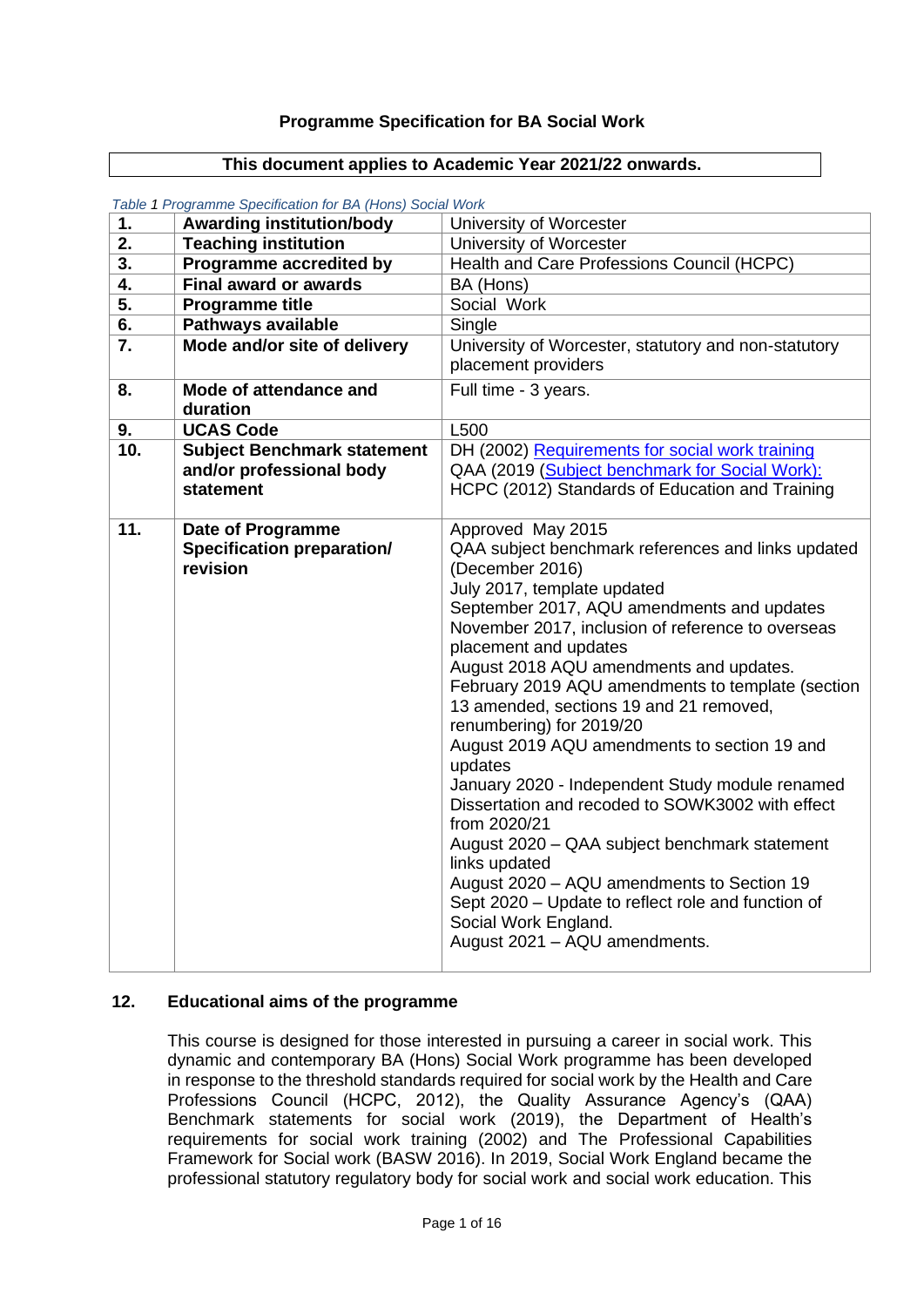**Programme Specification for BA Social Work**

**This document applies to Academic Year 2021/22 onwards.**

*Table 1 Programme Specification for BA (Hons) Social Work*

| | | |
|---|---|---|
| **1.** | **Awarding institution/body** | University of Worcester |
| **2.** | **Teaching institution** | University of Worcester |
| **3.** | **Programme accredited by** | Health and Care Professions Council (HCPC) |
| **4.** | **Final award or awards** | BA (Hons) |
| **5.** | **Programme title** | Social Work |
| **6.** | **Pathways available** | Single |
| **7.** | **Mode and/or site of delivery** | University of Worcester, statutory and non-statutory placement providers |
| **8.** | **Mode of attendance and duration** | Full time - 3 years. |
| **9.** | **UCAS Code** | L500 |
| **10.** | **Subject Benchmark statement and/or professional body statement** | DH (2002) Requirements for social work training<br>QAA (2019 (Subject benchmark for Social Work):<br>HCPC (2012) Standards of Education and Training |
| **11.** | **Date of Programme Specification preparation/ revision** | Approved May 2015<br>QAA subject benchmark references and links updated (December 2016)<br>July 2017, template updated<br>September 2017, AQU amendments and updates<br>November 2017, inclusion of reference to overseas placement and updates<br>August 2018 AQU amendments and updates.<br>February 2019 AQU amendments to template (section 13 amended, sections 19 and 21 removed, renumbering) for 2019/20<br>August 2019 AQU amendments to section 19 and updates<br>January 2020 - Independent Study module renamed Dissertation and recoded to SOWK3002 with effect from 2020/21<br>August 2020 – QAA subject benchmark statement links updated<br>August 2020 – AQU amendments to Section 19<br>Sept 2020 – Update to reflect role and function of Social Work England.<br>August 2021 – AQU amendments. |

## 12. Educational aims of the programme

This course is designed for those interested in pursuing a career in social work. This dynamic and contemporary BA (Hons) Social Work programme has been developed in response to the threshold standards required for social work by the Health and Care Professions Council (HCPC, 2012), the Quality Assurance Agency's (QAA) Benchmark statements for social work (2019), the Department of Health's requirements for social work training (2002) and The Professional Capabilities Framework for Social work (BASW 2016). In 2019, Social Work England became the professional statutory regulatory body for social work and social work education. This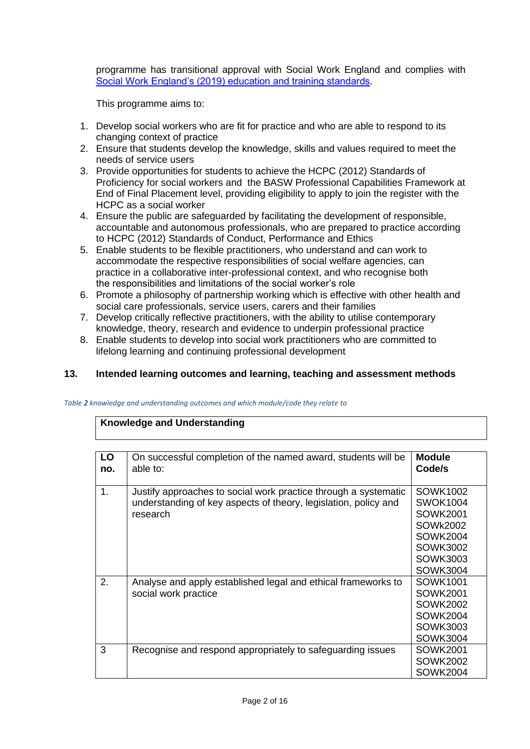programme has transitional approval with Social Work England and complies with [Social Work England's (2019) education and training standards](#).

This programme aims to:

1. Develop social workers who are fit for practice and who are able to respond to its changing context of practice
2. Ensure that students develop the knowledge, skills and values required to meet the needs of service users
3. Provide opportunities for students to achieve the HCPC (2012) Standards of Proficiency for social workers and the BASW Professional Capabilities Framework at End of Final Placement level, providing eligibility to apply to join the register with the HCPC as a social worker
4. Ensure the public are safeguarded by facilitating the development of responsible, accountable and autonomous professionals, who are prepared to practice according to HCPC (2012) Standards of Conduct, Performance and Ethics
5. Enable students to be flexible practitioners, who understand and can work to accommodate the respective responsibilities of social welfare agencies, can practice in a collaborative inter-professional context, and who recognise both the responsibilities and limitations of the social worker's role
6. Promote a philosophy of partnership working which is effective with other health and social care professionals, service users, carers and their families
7. Develop critically reflective practitioners, with the ability to utilise contemporary knowledge, theory, research and evidence to underpin professional practice
8. Enable students to develop into social work practitioners who are committed to lifelong learning and continuing professional development

## 13. Intended learning outcomes and learning, teaching and assessment methods

*Table 2 knowledge and understanding outcomes and which module/code they relate to*

**Knowledge and Understanding**

| LO no. | On successful completion of the named award, students will be able to: | Module Code/s |
|---|---|---|
| 1. | Justify approaches to social work practice through a systematic understanding of key aspects of theory, legislation, policy and research | SOWK1002<br>SWOK1004<br>SOWK2001<br>SOWk2002<br>SOWK2004<br>SOWK3002<br>SOWK3003<br>SOWK3004 |
| 2. | Analyse and apply established legal and ethical frameworks to social work practice | SOWK1001<br>SOWK2001<br>SOWK2002<br>SOWK2004<br>SOWK3003<br>SOWK3004 |
| 3 | Recognise and respond appropriately to safeguarding issues | SOWK2001<br>SOWK2002<br>SOWK2004 |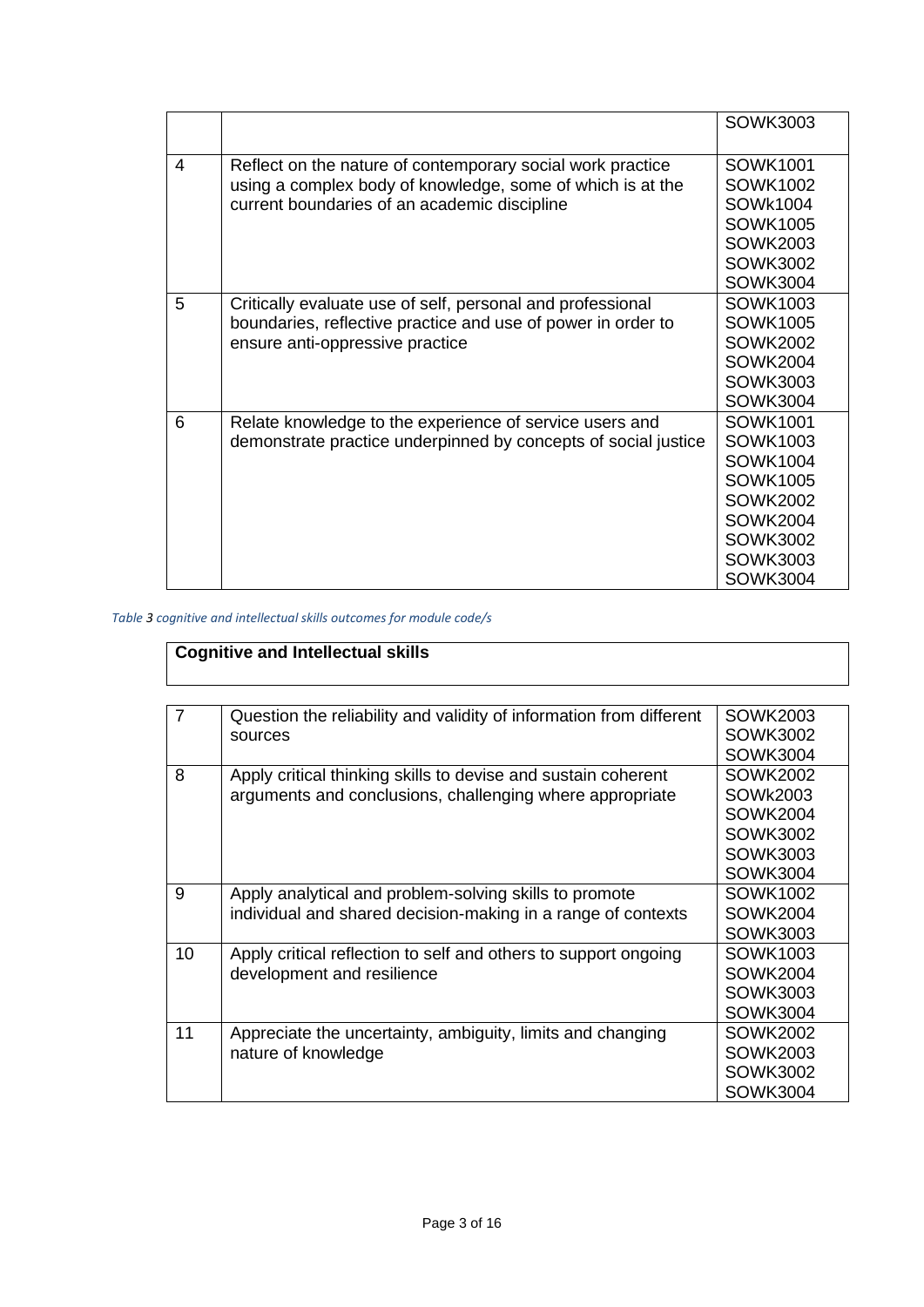| | | |
|---|---|---|
| | | SOWK3003 |
| 4 | Reflect on the nature of contemporary social work practice using a complex body of knowledge, some of which is at the current boundaries of an academic discipline | SOWK1001<br>SOWK1002<br>SOWk1004<br>SOWK1005<br>SOWK2003<br>SOWK3002<br>SOWK3004 |
| 5 | Critically evaluate use of self, personal and professional boundaries, reflective practice and use of power in order to ensure anti-oppressive practice | SOWK1003<br>SOWK1005<br>SOWK2002<br>SOWK2004<br>SOWK3003<br>SOWK3004 |
| 6 | Relate knowledge to the experience of service users and demonstrate practice underpinned by concepts of social justice | SOWK1001<br>SOWK1003<br>SOWK1004<br>SOWK1005<br>SOWK2002<br>SOWK2004<br>SOWK3002<br>SOWK3003<br>SOWK3004 |

*Table 3 cognitive and intellectual skills outcomes for module code/s*

| Cognitive and Intellectual skills | | |
|---|---|---|
| 7 | Question the reliability and validity of information from different sources | SOWK2003<br>SOWK3002<br>SOWK3004 |
| 8 | Apply critical thinking skills to devise and sustain coherent arguments and conclusions, challenging where appropriate | SOWK2002<br>SOWk2003<br>SOWK2004<br>SOWK3002<br>SOWK3003<br>SOWK3004 |
| 9 | Apply analytical and problem-solving skills to promote individual and shared decision-making in a range of contexts | SOWK1002<br>SOWK2004<br>SOWK3003 |
| 10 | Apply critical reflection to self and others to support ongoing development and resilience | SOWK1003<br>SOWK2004<br>SOWK3003<br>SOWK3004 |
| 11 | Appreciate the uncertainty, ambiguity, limits and changing nature of knowledge | SOWK2002<br>SOWK2003<br>SOWK3002<br>SOWK3004 |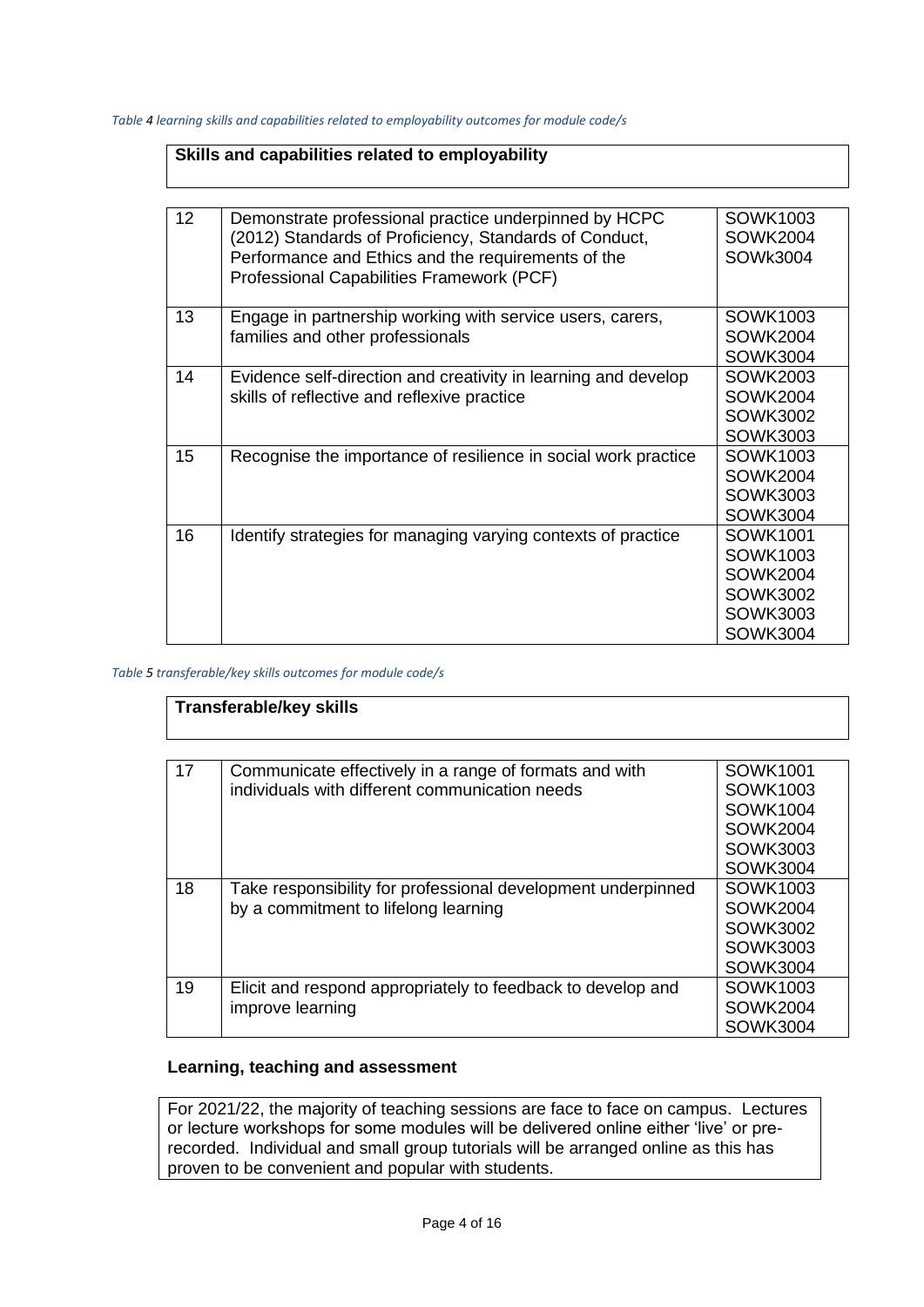*Table 4 learning skills and capabilities related to employability outcomes for module code/s*

| Skills and capabilities related to employability | | |
|---|---|---|
| 12 | Demonstrate professional practice underpinned by HCPC (2012) Standards of Proficiency, Standards of Conduct, Performance and Ethics and the requirements of the Professional Capabilities Framework (PCF) | SOWK1003<br>SOWK2004<br>SOWk3004 |
| 13 | Engage in partnership working with service users, carers, families and other professionals | SOWK1003<br>SOWK2004<br>SOWK3004 |
| 14 | Evidence self-direction and creativity in learning and develop skills of reflective and reflexive practice | SOWK2003<br>SOWK2004<br>SOWK3002<br>SOWK3003 |
| 15 | Recognise the importance of resilience in social work practice | SOWK1003<br>SOWK2004<br>SOWK3003<br>SOWK3004 |
| 16 | Identify strategies for managing varying contexts of practice | SOWK1001<br>SOWK1003<br>SOWK2004<br>SOWK3002<br>SOWK3003<br>SOWK3004 |

*Table 5 transferable/key skills outcomes for module code/s*

| Transferable/key skills | | |
|---|---|---|
| 17 | Communicate effectively in a range of formats and with individuals with different communication needs | SOWK1001<br>SOWK1003<br>SOWK1004<br>SOWK2004<br>SOWK3003<br>SOWK3004 |
| 18 | Take responsibility for professional development underpinned by a commitment to lifelong learning | SOWK1003<br>SOWK2004<br>SOWK3002<br>SOWK3003<br>SOWK3004 |
| 19 | Elicit and respond appropriately to feedback to develop and improve learning | SOWK1003<br>SOWK2004<br>SOWK3004 |

**Learning, teaching and assessment**

For 2021/22, the majority of teaching sessions are face to face on campus. Lectures or lecture workshops for some modules will be delivered online either 'live' or pre-recorded. Individual and small group tutorials will be arranged online as this has proven to be convenient and popular with students.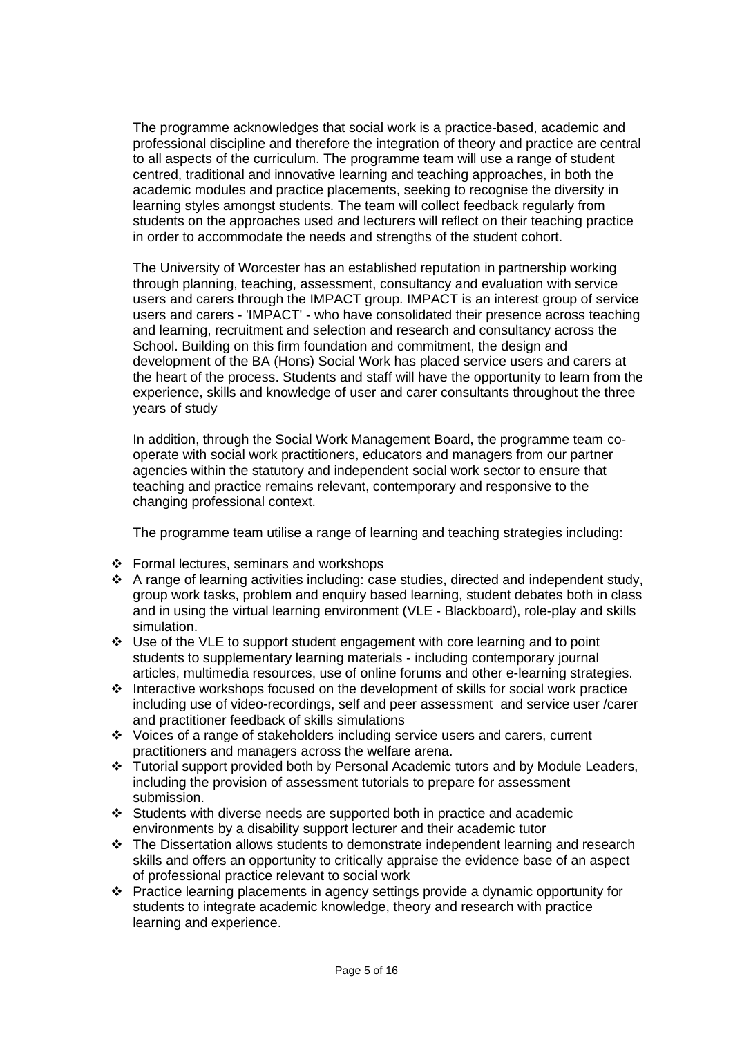The programme acknowledges that social work is a practice-based, academic and professional discipline and therefore the integration of theory and practice are central to all aspects of the curriculum. The programme team will use a range of student centred, traditional and innovative learning and teaching approaches, in both the academic modules and practice placements, seeking to recognise the diversity in learning styles amongst students. The team will collect feedback regularly from students on the approaches used and lecturers will reflect on their teaching practice in order to accommodate the needs and strengths of the student cohort.

The University of Worcester has an established reputation in partnership working through planning, teaching, assessment, consultancy and evaluation with service users and carers through the IMPACT group. IMPACT is an interest group of service users and carers - 'IMPACT' - who have consolidated their presence across teaching and learning, recruitment and selection and research and consultancy across the School. Building on this firm foundation and commitment, the design and development of the BA (Hons) Social Work has placed service users and carers at the heart of the process. Students and staff will have the opportunity to learn from the experience, skills and knowledge of user and carer consultants throughout the three years of study

In addition, through the Social Work Management Board, the programme team co-operate with social work practitioners, educators and managers from our partner agencies within the statutory and independent social work sector to ensure that teaching and practice remains relevant, contemporary and responsive to the changing professional context.

The programme team utilise a range of learning and teaching strategies including:

- Formal lectures, seminars and workshops
- A range of learning activities including: case studies, directed and independent study, group work tasks, problem and enquiry based learning, student debates both in class and in using the virtual learning environment (VLE - Blackboard), role-play and skills simulation.
- Use of the VLE to support student engagement with core learning and to point students to supplementary learning materials - including contemporary journal articles, multimedia resources, use of online forums and other e-learning strategies.
- Interactive workshops focused on the development of skills for social work practice including use of video-recordings, self and peer assessment and service user /carer and practitioner feedback of skills simulations
- Voices of a range of stakeholders including service users and carers, current practitioners and managers across the welfare arena.
- Tutorial support provided both by Personal Academic tutors and by Module Leaders, including the provision of assessment tutorials to prepare for assessment submission.
- Students with diverse needs are supported both in practice and academic environments by a disability support lecturer and their academic tutor
- The Dissertation allows students to demonstrate independent learning and research skills and offers an opportunity to critically appraise the evidence base of an aspect of professional practice relevant to social work
- Practice learning placements in agency settings provide a dynamic opportunity for students to integrate academic knowledge, theory and research with practice learning and experience.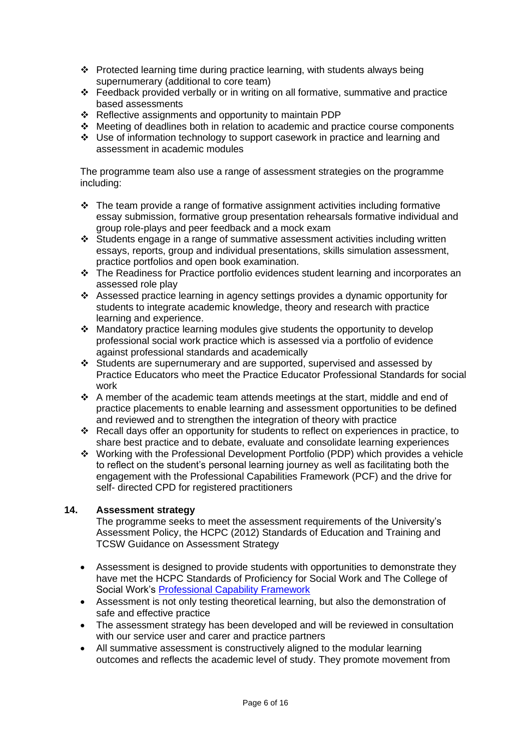- Protected learning time during practice learning, with students always being supernumerary (additional to core team)
- Feedback provided verbally or in writing on all formative, summative and practice based assessments
- Reflective assignments and opportunity to maintain PDP
- Meeting of deadlines both in relation to academic and practice course components
- Use of information technology to support casework in practice and learning and assessment in academic modules

The programme team also use a range of assessment strategies on the programme including:

- The team provide a range of formative assignment activities including formative essay submission, formative group presentation rehearsals formative individual and group role-plays and peer feedback and a mock exam
- Students engage in a range of summative assessment activities including written essays, reports, group and individual presentations, skills simulation assessment, practice portfolios and open book examination.
- The Readiness for Practice portfolio evidences student learning and incorporates an assessed role play
- Assessed practice learning in agency settings provides a dynamic opportunity for students to integrate academic knowledge, theory and research with practice learning and experience.
- Mandatory practice learning modules give students the opportunity to develop professional social work practice which is assessed via a portfolio of evidence against professional standards and academically
- Students are supernumerary and are supported, supervised and assessed by Practice Educators who meet the Practice Educator Professional Standards for social work
- A member of the academic team attends meetings at the start, middle and end of practice placements to enable learning and assessment opportunities to be defined and reviewed and to strengthen the integration of theory with practice
- Recall days offer an opportunity for students to reflect on experiences in practice, to share best practice and to debate, evaluate and consolidate learning experiences
- Working with the Professional Development Portfolio (PDP) which provides a vehicle to reflect on the student's personal learning journey as well as facilitating both the engagement with the Professional Capabilities Framework (PCF) and the drive for self- directed CPD for registered practitioners

## 14. Assessment strategy

The programme seeks to meet the assessment requirements of the University's Assessment Policy, the HCPC (2012) Standards of Education and Training and TCSW Guidance on Assessment Strategy

- Assessment is designed to provide students with opportunities to demonstrate they have met the HCPC Standards of Proficiency for Social Work and The College of Social Work's Professional Capability Framework
- Assessment is not only testing theoretical learning, but also the demonstration of safe and effective practice
- The assessment strategy has been developed and will be reviewed in consultation with our service user and carer and practice partners
- All summative assessment is constructively aligned to the modular learning outcomes and reflects the academic level of study. They promote movement from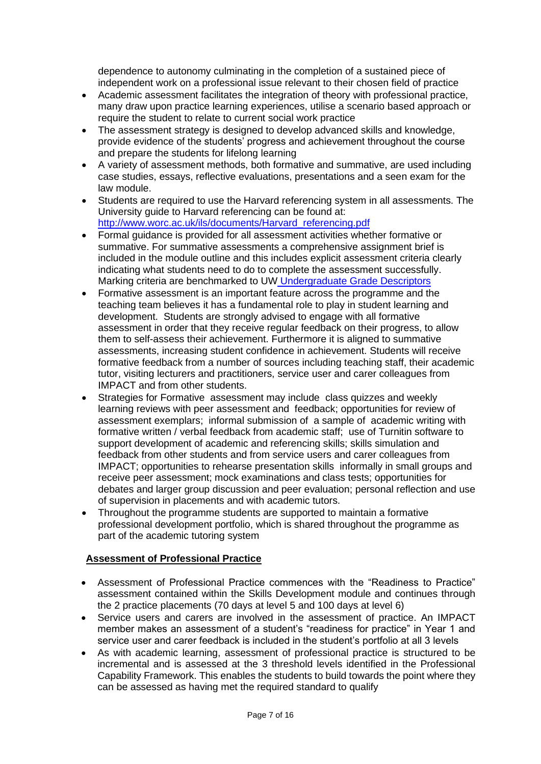dependence to autonomy culminating in the completion of a sustained piece of independent work on a professional issue relevant to their chosen field of practice

- Academic assessment facilitates the integration of theory with professional practice, many draw upon practice learning experiences, utilise a scenario based approach or require the student to relate to current social work practice
- The assessment strategy is designed to develop advanced skills and knowledge, provide evidence of the students' progress and achievement throughout the course and prepare the students for lifelong learning
- A variety of assessment methods, both formative and summative, are used including case studies, essays, reflective evaluations, presentations and a seen exam for the law module.
- Students are required to use the Harvard referencing system in all assessments. The University guide to Harvard referencing can be found at: [http://www.worc.ac.uk/ils/documents/Harvard_referencing.pdf](http://www.worc.ac.uk/ils/documents/Harvard_referencing.pdf)
- Formal guidance is provided for all assessment activities whether formative or summative. For summative assessments a comprehensive assignment brief is included in the module outline and this includes explicit assessment criteria clearly indicating what students need to do to complete the assessment successfully. Marking criteria are benchmarked to UW Undergraduate Grade Descriptors
- Formative assessment is an important feature across the programme and the teaching team believes it has a fundamental role to play in student learning and development. Students are strongly advised to engage with all formative assessment in order that they receive regular feedback on their progress, to allow them to self-assess their achievement. Furthermore it is aligned to summative assessments, increasing student confidence in achievement. Students will receive formative feedback from a number of sources including teaching staff, their academic tutor, visiting lecturers and practitioners, service user and carer colleagues from IMPACT and from other students.
- Strategies for Formative assessment may include class quizzes and weekly learning reviews with peer assessment and feedback; opportunities for review of assessment exemplars; informal submission of a sample of academic writing with formative written / verbal feedback from academic staff; use of Turnitin software to support development of academic and referencing skills; skills simulation and feedback from other students and from service users and carer colleagues from IMPACT; opportunities to rehearse presentation skills informally in small groups and receive peer assessment; mock examinations and class tests; opportunities for debates and larger group discussion and peer evaluation; personal reflection and use of supervision in placements and with academic tutors.
- Throughout the programme students are supported to maintain a formative professional development portfolio, which is shared throughout the programme as part of the academic tutoring system

**Assessment of Professional Practice**

- Assessment of Professional Practice commences with the "Readiness to Practice" assessment contained within the Skills Development module and continues through the 2 practice placements (70 days at level 5 and 100 days at level 6)
- Service users and carers are involved in the assessment of practice. An IMPACT member makes an assessment of a student's "readiness for practice" in Year 1 and service user and carer feedback is included in the student's portfolio at all 3 levels
- As with academic learning, assessment of professional practice is structured to be incremental and is assessed at the 3 threshold levels identified in the Professional Capability Framework. This enables the students to build towards the point where they can be assessed as having met the required standard to qualify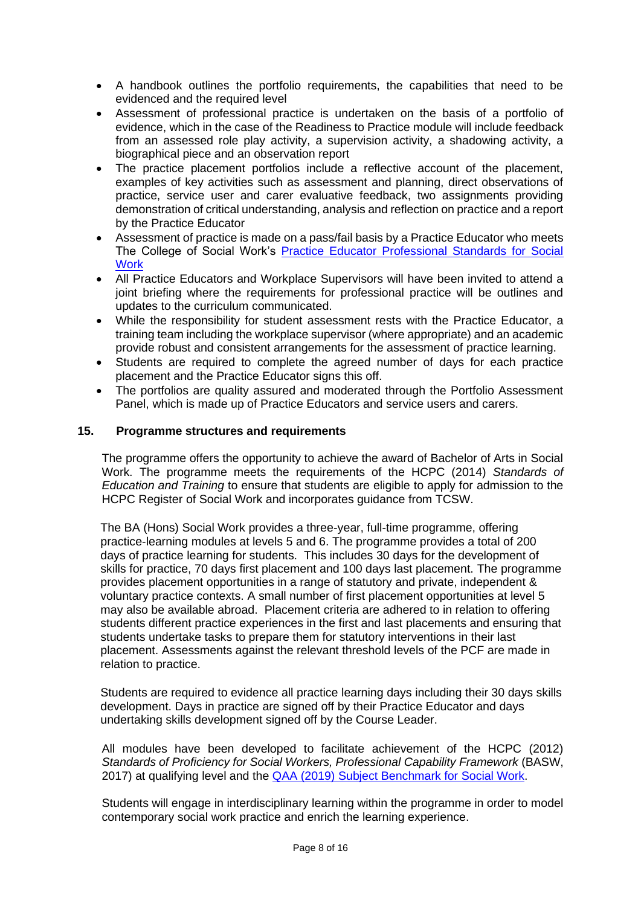- A handbook outlines the portfolio requirements, the capabilities that need to be evidenced and the required level
- Assessment of professional practice is undertaken on the basis of a portfolio of evidence, which in the case of the Readiness to Practice module will include feedback from an assessed role play activity, a supervision activity, a shadowing activity, a biographical piece and an observation report
- The practice placement portfolios include a reflective account of the placement, examples of key activities such as assessment and planning, direct observations of practice, service user and carer evaluative feedback, two assignments providing demonstration of critical understanding, analysis and reflection on practice and a report by the Practice Educator
- Assessment of practice is made on a pass/fail basis by a Practice Educator who meets The College of Social Work's [Practice Educator Professional Standards for Social Work]()
- All Practice Educators and Workplace Supervisors will have been invited to attend a joint briefing where the requirements for professional practice will be outlines and updates to the curriculum communicated.
- While the responsibility for student assessment rests with the Practice Educator, a training team including the workplace supervisor (where appropriate) and an academic provide robust and consistent arrangements for the assessment of practice learning.
- Students are required to complete the agreed number of days for each practice placement and the Practice Educator signs this off.
- The portfolios are quality assured and moderated through the Portfolio Assessment Panel, which is made up of Practice Educators and service users and carers.

## 15. Programme structures and requirements

The programme offers the opportunity to achieve the award of Bachelor of Arts in Social Work. The programme meets the requirements of the HCPC (2014) *Standards of Education and Training* to ensure that students are eligible to apply for admission to the HCPC Register of Social Work and incorporates guidance from TCSW.

The BA (Hons) Social Work provides a three-year, full-time programme, offering practice-learning modules at levels 5 and 6. The programme provides a total of 200 days of practice learning for students. This includes 30 days for the development of skills for practice, 70 days first placement and 100 days last placement. The programme provides placement opportunities in a range of statutory and private, independent & voluntary practice contexts. A small number of first placement opportunities at level 5 may also be available abroad. Placement criteria are adhered to in relation to offering students different practice experiences in the first and last placements and ensuring that students undertake tasks to prepare them for statutory interventions in their last placement. Assessments against the relevant threshold levels of the PCF are made in relation to practice.

Students are required to evidence all practice learning days including their 30 days skills development. Days in practice are signed off by their Practice Educator and days undertaking skills development signed off by the Course Leader.

All modules have been developed to facilitate achievement of the HCPC (2012) *Standards of Proficiency for Social Workers, Professional Capability Framework* (BASW, 2017) at qualifying level and the [QAA (2019) Subject Benchmark for Social Work]().

Students will engage in interdisciplinary learning within the programme in order to model contemporary social work practice and enrich the learning experience.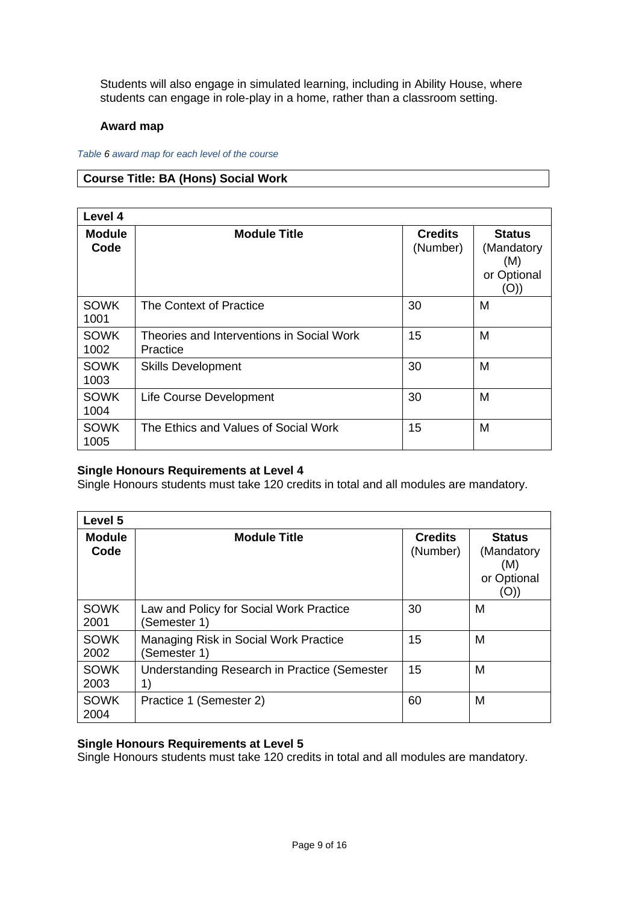Students will also engage in simulated learning, including in Ability House, where students can engage in role-play in a home, rather than a classroom setting.

### Award map

*Table 6 award map for each level of the course*

| Course Title: BA (Hons) Social Work |
|---|

| Level 4 | | | |
|---|---|---|---|
| **Module Code** | **Module Title** | **Credits** (Number) | **Status** (Mandatory (M) or Optional (O)) |
| SOWK 1001 | The Context of Practice | 30 | M |
| SOWK 1002 | Theories and Interventions in Social Work Practice | 15 | M |
| SOWK 1003 | Skills Development | 30 | M |
| SOWK 1004 | Life Course Development | 30 | M |
| SOWK 1005 | The Ethics and Values of Social Work | 15 | M |

**Single Honours Requirements at Level 4**

Single Honours students must take 120 credits in total and all modules are mandatory.

| Level 5 | | | |
|---|---|---|---|
| **Module Code** | **Module Title** | **Credits** (Number) | **Status** (Mandatory (M) or Optional (O)) |
| SOWK 2001 | Law and Policy for Social Work Practice (Semester 1) | 30 | M |
| SOWK 2002 | Managing Risk in Social Work Practice (Semester 1) | 15 | M |
| SOWK 2003 | Understanding Research in Practice (Semester 1) | 15 | M |
| SOWK 2004 | Practice 1 (Semester 2) | 60 | M |

**Single Honours Requirements at Level 5**

Single Honours students must take 120 credits in total and all modules are mandatory.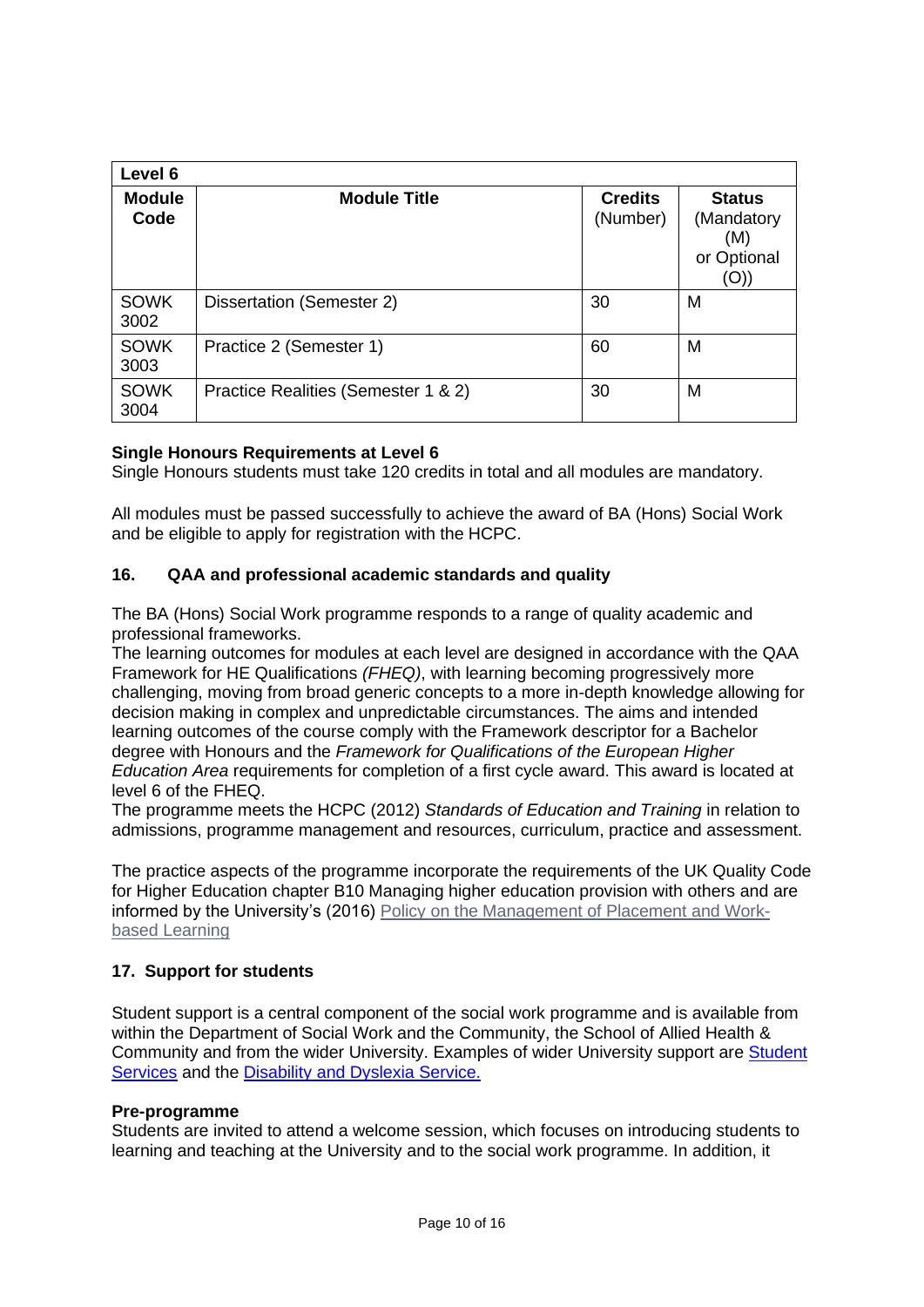| Level 6 | | | |
|---|---|---|---|
| **Module Code** | **Module Title** | **Credits** (Number) | **Status** (Mandatory (M) or Optional (O)) |
| SOWK 3002 | Dissertation (Semester 2) | 30 | M |
| SOWK 3003 | Practice 2 (Semester 1) | 60 | M |
| SOWK 3004 | Practice Realities (Semester 1 & 2) | 30 | M |

**Single Honours Requirements at Level 6**

Single Honours students must take 120 credits in total and all modules are mandatory.

All modules must be passed successfully to achieve the award of BA (Hons) Social Work and be eligible to apply for registration with the HCPC.

## 16. QAA and professional academic standards and quality

The BA (Hons) Social Work programme responds to a range of quality academic and professional frameworks.

The learning outcomes for modules at each level are designed in accordance with the QAA Framework for HE Qualifications *(FHEQ)*, with learning becoming progressively more challenging, moving from broad generic concepts to a more in-depth knowledge allowing for decision making in complex and unpredictable circumstances. The aims and intended learning outcomes of the course comply with the Framework descriptor for a Bachelor degree with Honours and the *Framework for Qualifications of the European Higher Education Area* requirements for completion of a first cycle award. This award is located at level 6 of the FHEQ.

The programme meets the HCPC (2012) *Standards of Education and Training* in relation to admissions, programme management and resources, curriculum, practice and assessment.

The practice aspects of the programme incorporate the requirements of the UK Quality Code for Higher Education chapter B10 Managing higher education provision with others and are informed by the University's (2016) Policy on the Management of Placement and Work-based Learning

## 17. Support for students

Student support is a central component of the social work programme and is available from within the Department of Social Work and the Community, the School of Allied Health & Community and from the wider University. Examples of wider University support are Student Services and the Disability and Dyslexia Service.

**Pre-programme**

Students are invited to attend a welcome session, which focuses on introducing students to learning and teaching at the University and to the social work programme. In addition, it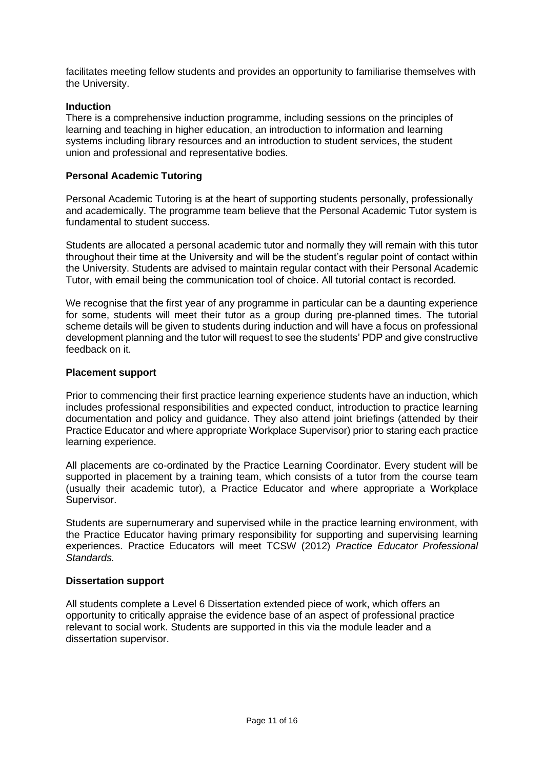facilitates meeting fellow students and provides an opportunity to familiarise themselves with the University.

**Induction**

There is a comprehensive induction programme, including sessions on the principles of learning and teaching in higher education, an introduction to information and learning systems including library resources and an introduction to student services, the student union and professional and representative bodies.

**Personal Academic Tutoring**

Personal Academic Tutoring is at the heart of supporting students personally, professionally and academically. The programme team believe that the Personal Academic Tutor system is fundamental to student success.

Students are allocated a personal academic tutor and normally they will remain with this tutor throughout their time at the University and will be the student's regular point of contact within the University. Students are advised to maintain regular contact with their Personal Academic Tutor, with email being the communication tool of choice. All tutorial contact is recorded.

We recognise that the first year of any programme in particular can be a daunting experience for some, students will meet their tutor as a group during pre-planned times. The tutorial scheme details will be given to students during induction and will have a focus on professional development planning and the tutor will request to see the students' PDP and give constructive feedback on it.

**Placement support**

Prior to commencing their first practice learning experience students have an induction, which includes professional responsibilities and expected conduct, introduction to practice learning documentation and policy and guidance. They also attend joint briefings (attended by their Practice Educator and where appropriate Workplace Supervisor) prior to staring each practice learning experience.

All placements are co-ordinated by the Practice Learning Coordinator. Every student will be supported in placement by a training team, which consists of a tutor from the course team (usually their academic tutor), a Practice Educator and where appropriate a Workplace Supervisor.

Students are supernumerary and supervised while in the practice learning environment, with the Practice Educator having primary responsibility for supporting and supervising learning experiences. Practice Educators will meet TCSW (2012) *Practice Educator Professional Standards.*

**Dissertation support**

All students complete a Level 6 Dissertation extended piece of work, which offers an opportunity to critically appraise the evidence base of an aspect of professional practice relevant to social work. Students are supported in this via the module leader and a dissertation supervisor.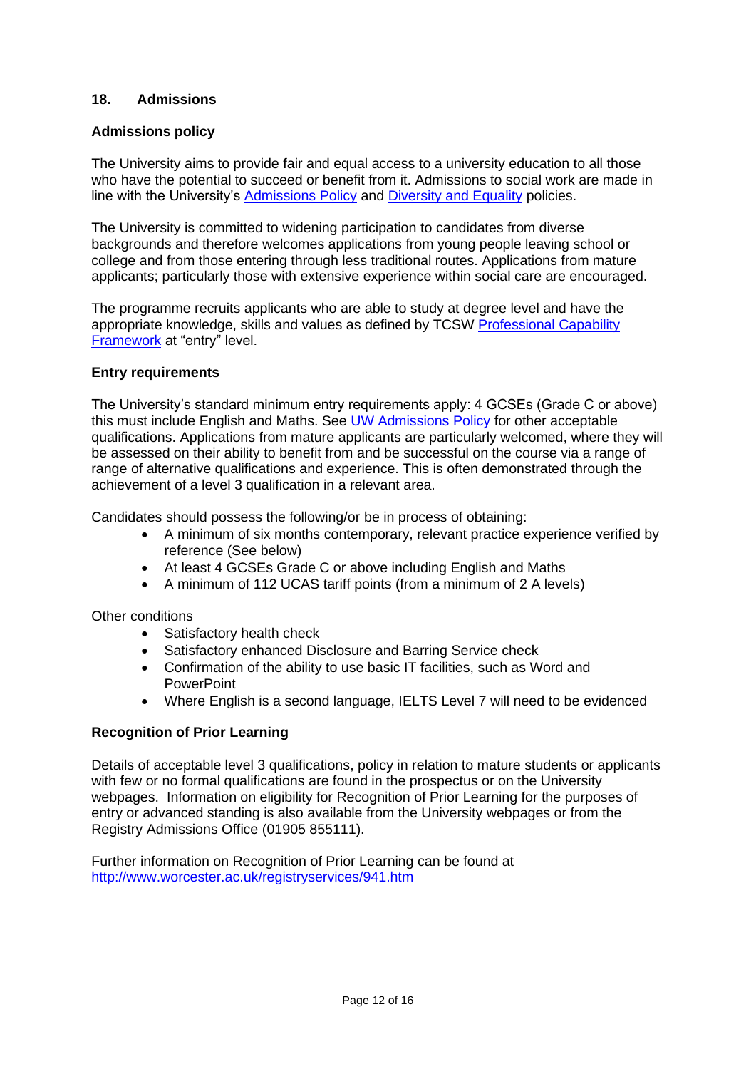## 18. Admissions

### Admissions policy

The University aims to provide fair and equal access to a university education to all those who have the potential to succeed or benefit from it. Admissions to social work are made in line with the University's Admissions Policy and Diversity and Equality policies.

The University is committed to widening participation to candidates from diverse backgrounds and therefore welcomes applications from young people leaving school or college and from those entering through less traditional routes. Applications from mature applicants; particularly those with extensive experience within social care are encouraged.

The programme recruits applicants who are able to study at degree level and have the appropriate knowledge, skills and values as defined by TCSW Professional Capability Framework at "entry" level.

### Entry requirements

The University's standard minimum entry requirements apply: 4 GCSEs (Grade C or above) this must include English and Maths. See UW Admissions Policy for other acceptable qualifications. Applications from mature applicants are particularly welcomed, where they will be assessed on their ability to benefit from and be successful on the course via a range of range of alternative qualifications and experience. This is often demonstrated through the achievement of a level 3 qualification in a relevant area.

Candidates should possess the following/or be in process of obtaining:

- A minimum of six months contemporary, relevant practice experience verified by reference (See below)
- At least 4 GCSEs Grade C or above including English and Maths
- A minimum of 112 UCAS tariff points (from a minimum of 2 A levels)

Other conditions

- Satisfactory health check
- Satisfactory enhanced Disclosure and Barring Service check
- Confirmation of the ability to use basic IT facilities, such as Word and PowerPoint
- Where English is a second language, IELTS Level 7 will need to be evidenced

### Recognition of Prior Learning

Details of acceptable level 3 qualifications, policy in relation to mature students or applicants with few or no formal qualifications are found in the prospectus or on the University webpages. Information on eligibility for Recognition of Prior Learning for the purposes of entry or advanced standing is also available from the University webpages or from the Registry Admissions Office (01905 855111).

Further information on Recognition of Prior Learning can be found at http://www.worcester.ac.uk/registryservices/941.htm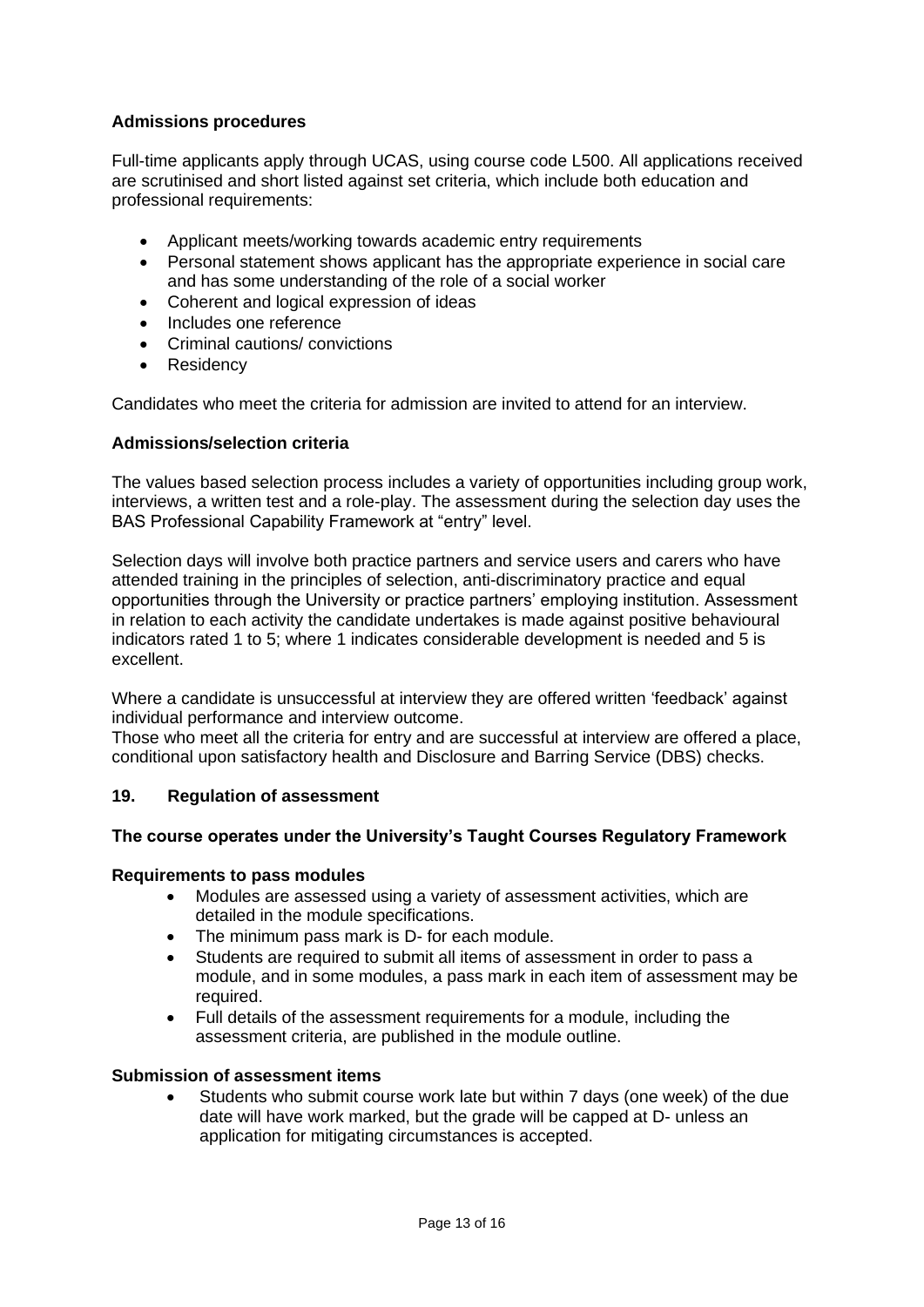### Admissions procedures

Full-time applicants apply through UCAS, using course code L500. All applications received are scrutinised and short listed against set criteria, which include both education and professional requirements:

- Applicant meets/working towards academic entry requirements
- Personal statement shows applicant has the appropriate experience in social care and has some understanding of the role of a social worker
- Coherent and logical expression of ideas
- Includes one reference
- Criminal cautions/ convictions
- Residency

Candidates who meet the criteria for admission are invited to attend for an interview.

### Admissions/selection criteria

The values based selection process includes a variety of opportunities including group work, interviews, a written test and a role-play. The assessment during the selection day uses the BAS Professional Capability Framework at "entry" level.

Selection days will involve both practice partners and service users and carers who have attended training in the principles of selection, anti-discriminatory practice and equal opportunities through the University or practice partners' employing institution. Assessment in relation to each activity the candidate undertakes is made against positive behavioural indicators rated 1 to 5; where 1 indicates considerable development is needed and 5 is excellent.

Where a candidate is unsuccessful at interview they are offered written 'feedback' against individual performance and interview outcome.

Those who meet all the criteria for entry and are successful at interview are offered a place, conditional upon satisfactory health and Disclosure and Barring Service (DBS) checks.

## 19. Regulation of assessment

### The course operates under the University's Taught Courses Regulatory Framework

### Requirements to pass modules

- Modules are assessed using a variety of assessment activities, which are detailed in the module specifications.
- The minimum pass mark is D- for each module.
- Students are required to submit all items of assessment in order to pass a module, and in some modules, a pass mark in each item of assessment may be required.
- Full details of the assessment requirements for a module, including the assessment criteria, are published in the module outline.

### Submission of assessment items

- Students who submit course work late but within 7 days (one week) of the due date will have work marked, but the grade will be capped at D- unless an application for mitigating circumstances is accepted.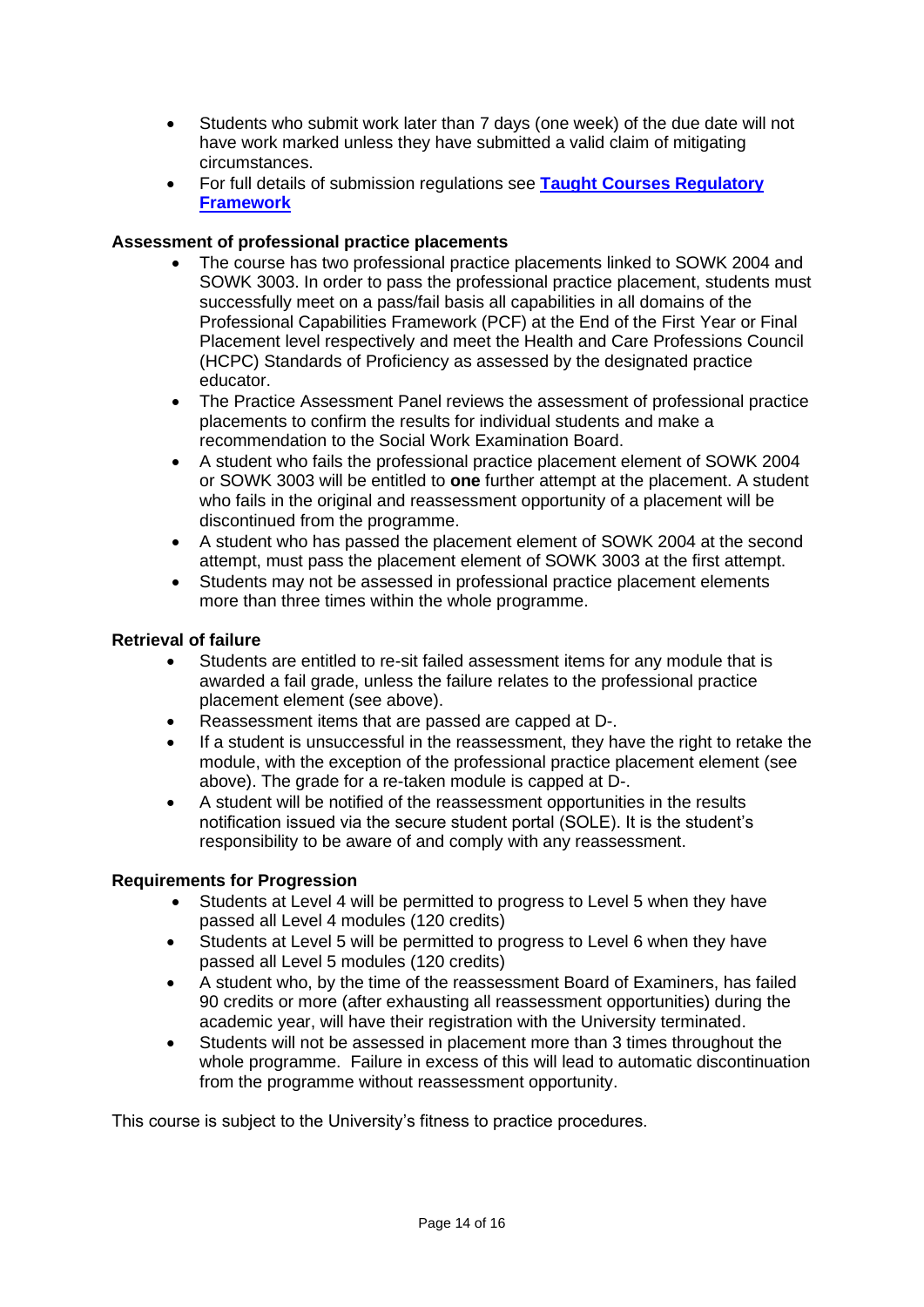- Students who submit work later than 7 days (one week) of the due date will not have work marked unless they have submitted a valid claim of mitigating circumstances.
- For full details of submission regulations see **Taught Courses Regulatory Framework**

**Assessment of professional practice placements**

- The course has two professional practice placements linked to SOWK 2004 and SOWK 3003. In order to pass the professional practice placement, students must successfully meet on a pass/fail basis all capabilities in all domains of the Professional Capabilities Framework (PCF) at the End of the First Year or Final Placement level respectively and meet the Health and Care Professions Council (HCPC) Standards of Proficiency as assessed by the designated practice educator.
- The Practice Assessment Panel reviews the assessment of professional practice placements to confirm the results for individual students and make a recommendation to the Social Work Examination Board.
- A student who fails the professional practice placement element of SOWK 2004 or SOWK 3003 will be entitled to **one** further attempt at the placement. A student who fails in the original and reassessment opportunity of a placement will be discontinued from the programme.
- A student who has passed the placement element of SOWK 2004 at the second attempt, must pass the placement element of SOWK 3003 at the first attempt.
- Students may not be assessed in professional practice placement elements more than three times within the whole programme.

**Retrieval of failure**

- Students are entitled to re-sit failed assessment items for any module that is awarded a fail grade, unless the failure relates to the professional practice placement element (see above).
- Reassessment items that are passed are capped at D-.
- If a student is unsuccessful in the reassessment, they have the right to retake the module, with the exception of the professional practice placement element (see above). The grade for a re-taken module is capped at D-.
- A student will be notified of the reassessment opportunities in the results notification issued via the secure student portal (SOLE). It is the student's responsibility to be aware of and comply with any reassessment.

**Requirements for Progression**

- Students at Level 4 will be permitted to progress to Level 5 when they have passed all Level 4 modules (120 credits)
- Students at Level 5 will be permitted to progress to Level 6 when they have passed all Level 5 modules (120 credits)
- A student who, by the time of the reassessment Board of Examiners, has failed 90 credits or more (after exhausting all reassessment opportunities) during the academic year, will have their registration with the University terminated.
- Students will not be assessed in placement more than 3 times throughout the whole programme. Failure in excess of this will lead to automatic discontinuation from the programme without reassessment opportunity.

This course is subject to the University's fitness to practice procedures.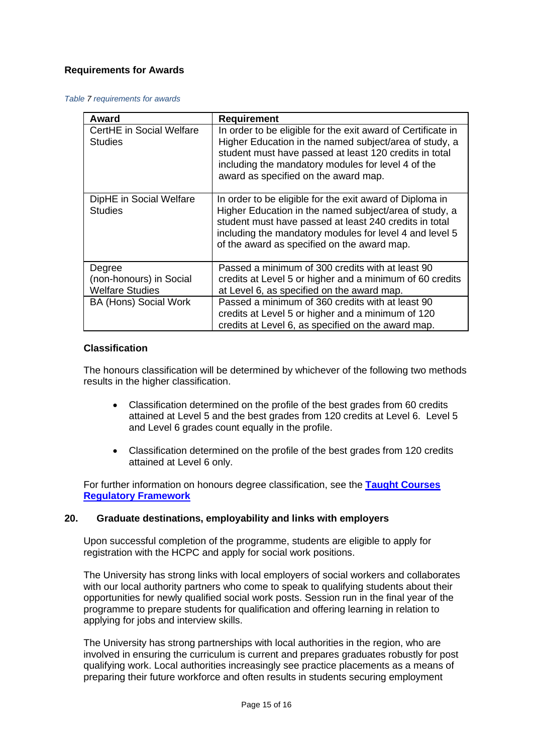### Requirements for Awards

*Table 7 requirements for awards*

| Award | Requirement |
|---|---|
| CertHE in Social Welfare Studies | In order to be eligible for the exit award of Certificate in Higher Education in the named subject/area of study, a student must have passed at least 120 credits in total including the mandatory modules for level 4 of the award as specified on the award map. |
| DipHE in Social Welfare Studies | In order to be eligible for the exit award of Diploma in Higher Education in the named subject/area of study, a student must have passed at least 240 credits in total including the mandatory modules for level 4 and level 5 of the award as specified on the award map. |
| Degree (non-honours) in Social Welfare Studies | Passed a minimum of 300 credits with at least 90 credits at Level 5 or higher and a minimum of 60 credits at Level 6, as specified on the award map. |
| BA (Hons) Social Work | Passed a minimum of 360 credits with at least 90 credits at Level 5 or higher and a minimum of 120 credits at Level 6, as specified on the award map. |

### Classification

The honours classification will be determined by whichever of the following two methods results in the higher classification.

- Classification determined on the profile of the best grades from 60 credits attained at Level 5 and the best grades from 120 credits at Level 6. Level 5 and Level 6 grades count equally in the profile.
- Classification determined on the profile of the best grades from 120 credits attained at Level 6 only.

For further information on honours degree classification, see the **Taught Courses Regulatory Framework**

## 20. Graduate destinations, employability and links with employers

Upon successful completion of the programme, students are eligible to apply for registration with the HCPC and apply for social work positions.

The University has strong links with local employers of social workers and collaborates with our local authority partners who come to speak to qualifying students about their opportunities for newly qualified social work posts. Session run in the final year of the programme to prepare students for qualification and offering learning in relation to applying for jobs and interview skills.

The University has strong partnerships with local authorities in the region, who are involved in ensuring the curriculum is current and prepares graduates robustly for post qualifying work. Local authorities increasingly see practice placements as a means of preparing their future workforce and often results in students securing employment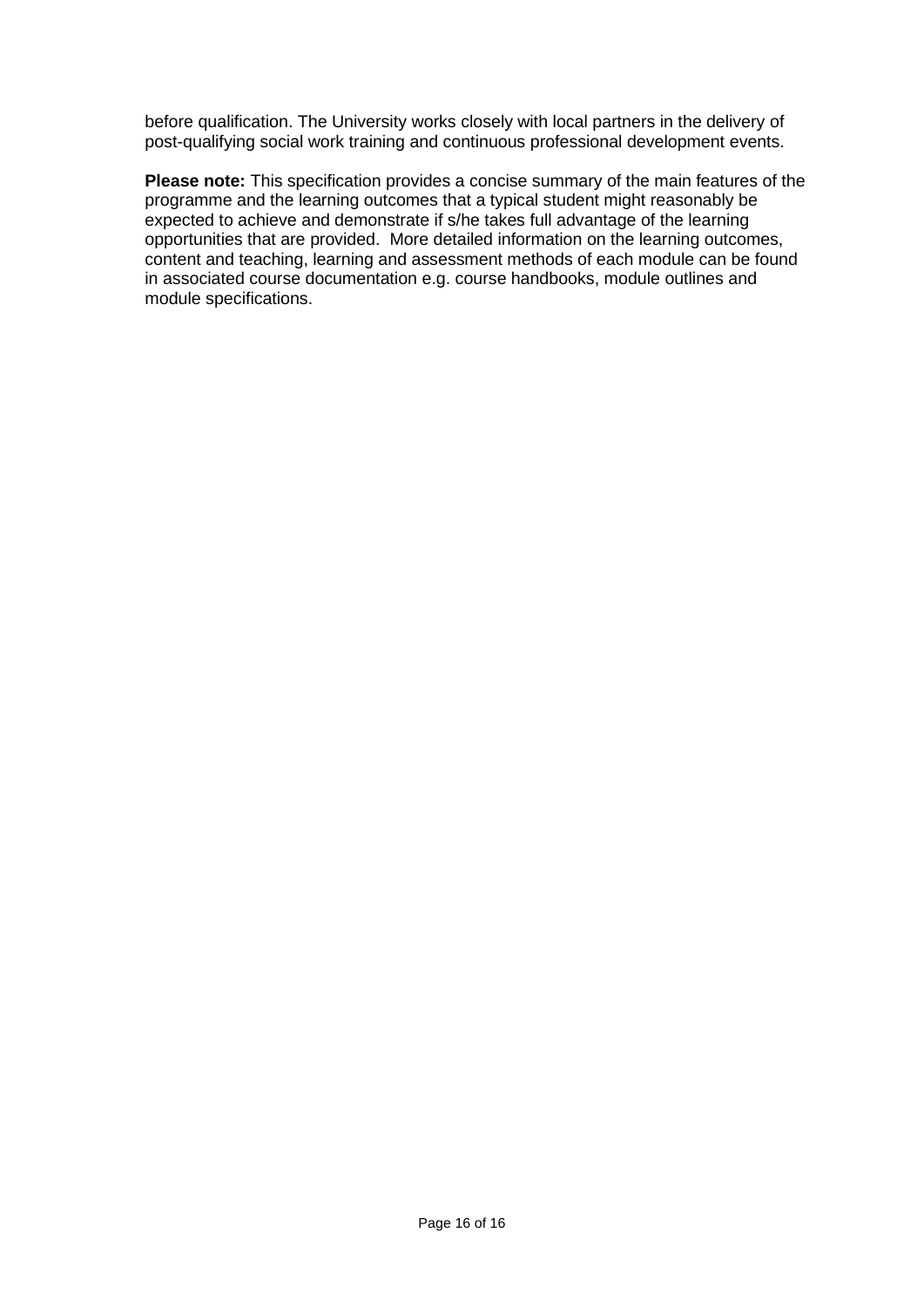before qualification. The University works closely with local partners in the delivery of post-qualifying social work training and continuous professional development events.

**Please note:** This specification provides a concise summary of the main features of the programme and the learning outcomes that a typical student might reasonably be expected to achieve and demonstrate if s/he takes full advantage of the learning opportunities that are provided. More detailed information on the learning outcomes, content and teaching, learning and assessment methods of each module can be found in associated course documentation e.g. course handbooks, module outlines and module specifications.